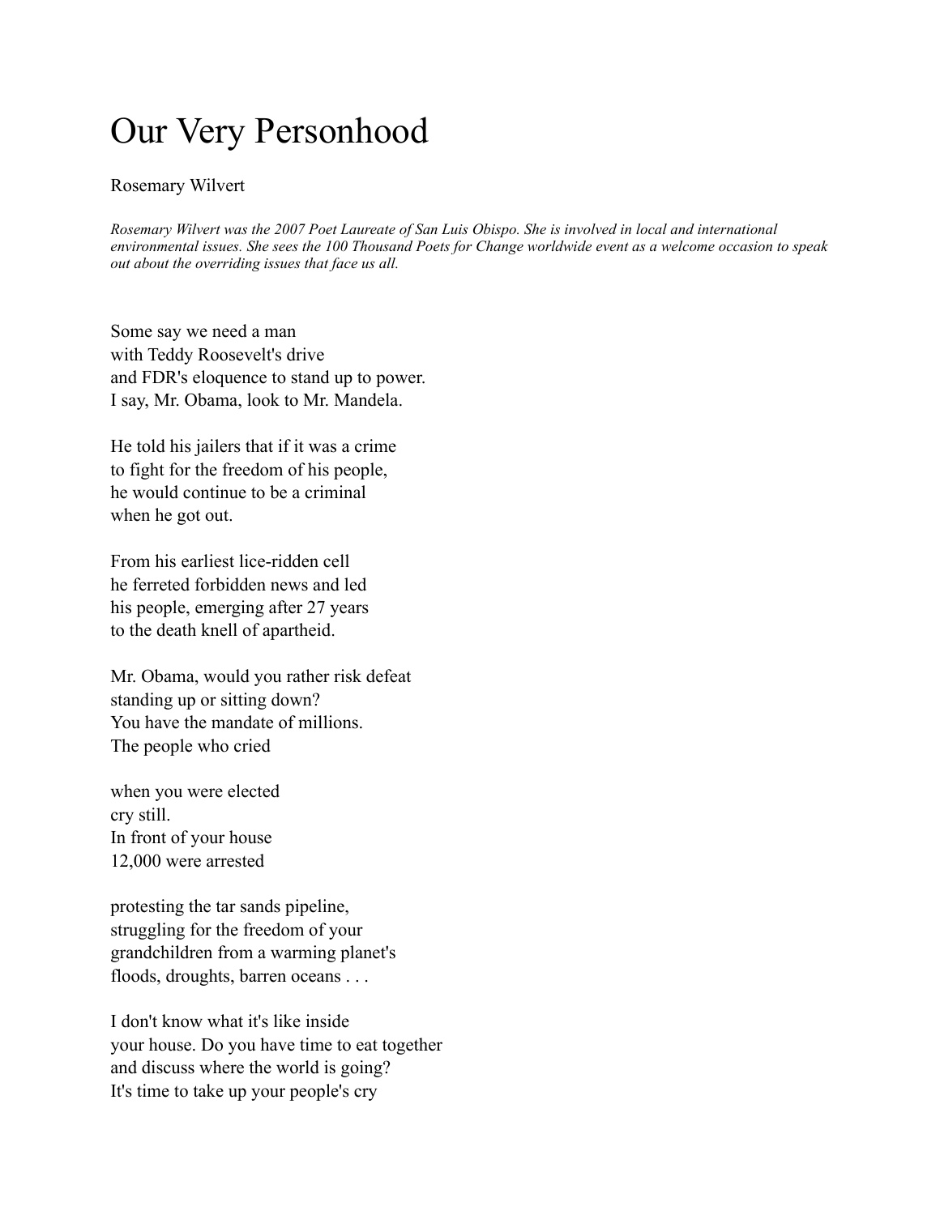# Our Very Personhood

Rosemary Wilvert

*Rosemary Wilvert was the 2007 Poet Laureate of San Luis Obispo. She is involved in local and international environmental issues. She sees the 100 Thousand Poets for Change worldwide event as a welcome occasion to speak out about the overriding issues that face us all.*

Some say we need a man  
with Teddy Roosevelt's drive  
and FDR's eloquence to stand up to power.  
I say, Mr. Obama, look to Mr. Mandela.

He told his jailers that if it was a crime  
to fight for the freedom of his people,  
he would continue to be a criminal  
when he got out.

From his earliest lice-ridden cell  
he ferreted forbidden news and led  
his people, emerging after 27 years  
to the death knell of apartheid.

Mr. Obama, would you rather risk defeat  
standing up or sitting down?  
You have the mandate of millions.  
The people who cried

when you were elected  
cry still.  
In front of your house  
12,000 were arrested

protesting the tar sands pipeline,  
struggling for the freedom of your  
grandchildren from a warming planet's  
floods, droughts, barren oceans . . .

I don't know what it's like inside  
your house. Do you have time to eat together  
and discuss where the world is going?  
It's time to take up your people's cry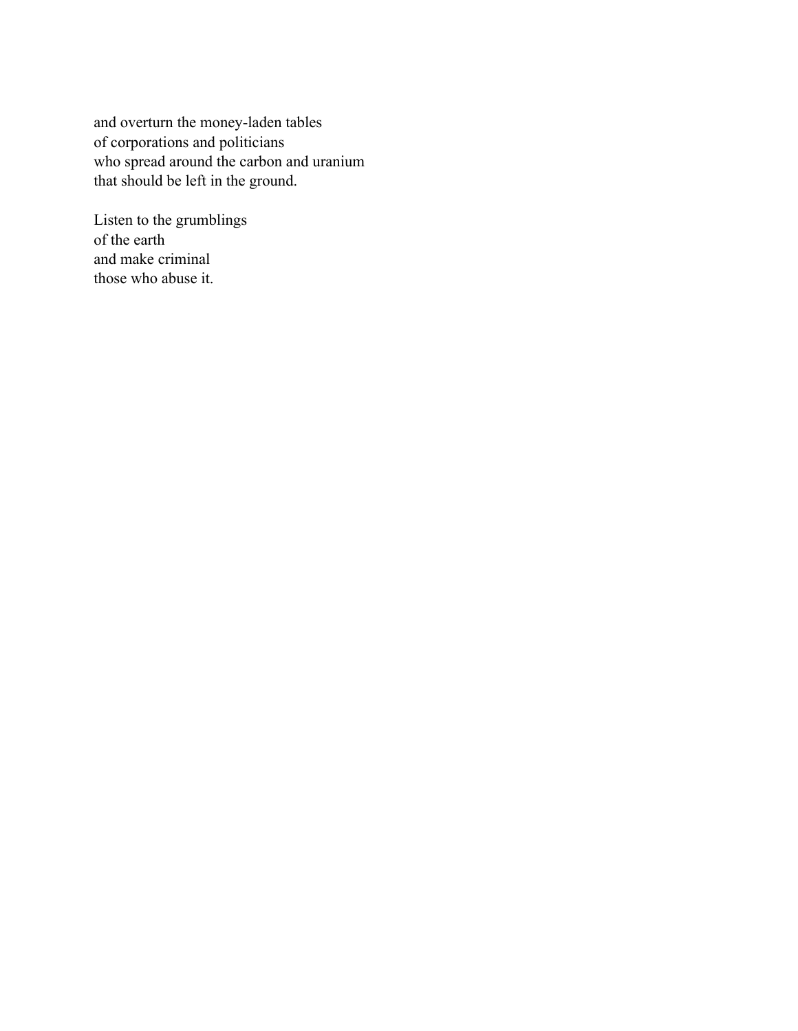and overturn the money-laden tables  
of corporations and politicians  
who spread around the carbon and uranium  
that should be left in the ground.

Listen to the grumblings  
of the earth  
and make criminal  
those who abuse it.